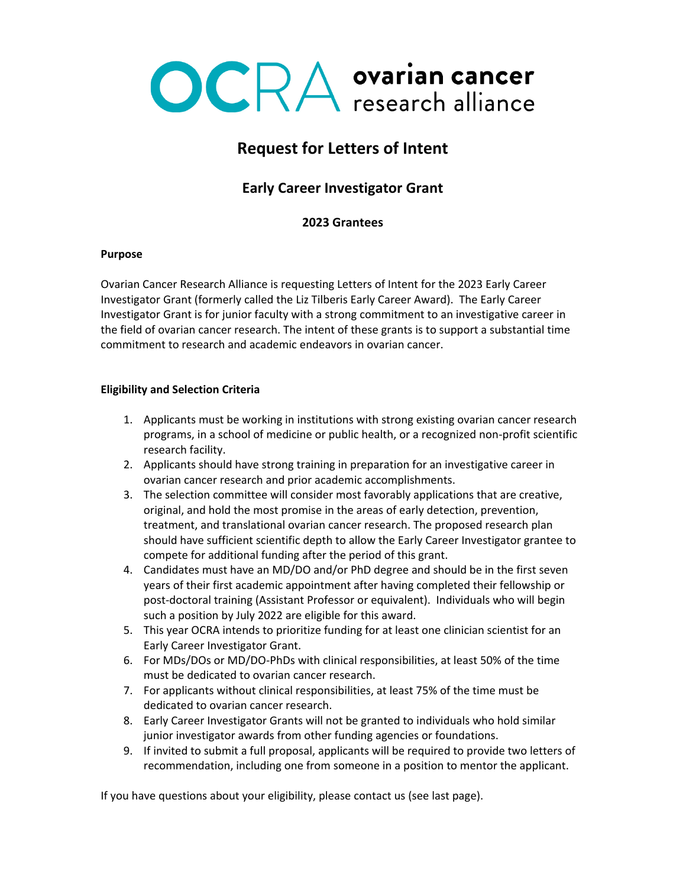# OCRA ovarian cancer research alliance

## Request for Letters of Intent

## Early Career Investigator Grant

### 2023 Grantees

**Purpose**

Ovarian Cancer Research Alliance is requesting Letters of Intent for the 2023 Early Career Investigator Grant (formerly called the Liz Tilberis Early Career Award). The Early Career Investigator Grant is for junior faculty with a strong commitment to an investigative career in the field of ovarian cancer research. The intent of these grants is to support a substantial time commitment to research and academic endeavors in ovarian cancer.

**Eligibility and Selection Criteria**

1. Applicants must be working in institutions with strong existing ovarian cancer research programs, in a school of medicine or public health, or a recognized non-profit scientific research facility.
2. Applicants should have strong training in preparation for an investigative career in ovarian cancer research and prior academic accomplishments.
3. The selection committee will consider most favorably applications that are creative, original, and hold the most promise in the areas of early detection, prevention, treatment, and translational ovarian cancer research. The proposed research plan should have sufficient scientific depth to allow the Early Career Investigator grantee to compete for additional funding after the period of this grant.
4. Candidates must have an MD/DO and/or PhD degree and should be in the first seven years of their first academic appointment after having completed their fellowship or post-doctoral training (Assistant Professor or equivalent). Individuals who will begin such a position by July 2022 are eligible for this award.
5. This year OCRA intends to prioritize funding for at least one clinician scientist for an Early Career Investigator Grant.
6. For MDs/DOs or MD/DO-PhDs with clinical responsibilities, at least 50% of the time must be dedicated to ovarian cancer research.
7. For applicants without clinical responsibilities, at least 75% of the time must be dedicated to ovarian cancer research.
8. Early Career Investigator Grants will not be granted to individuals who hold similar junior investigator awards from other funding agencies or foundations.
9. If invited to submit a full proposal, applicants will be required to provide two letters of recommendation, including one from someone in a position to mentor the applicant.

If you have questions about your eligibility, please contact us (see last page).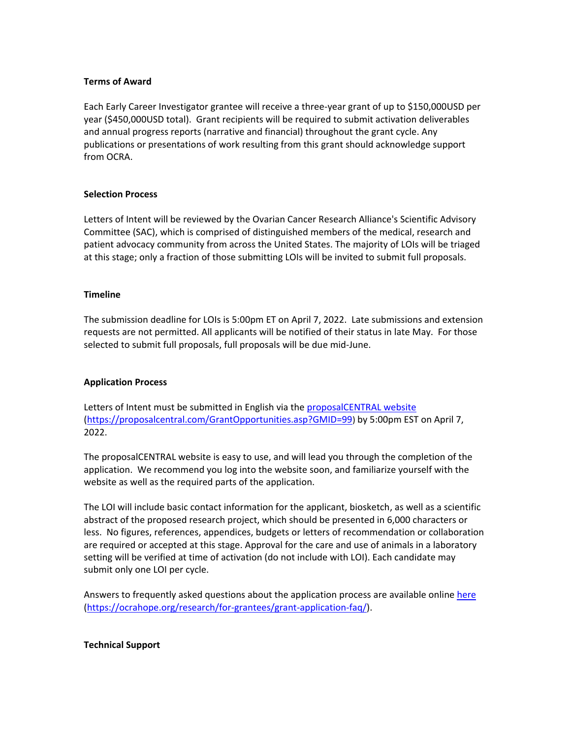**Terms of Award**

Each Early Career Investigator grantee will receive a three-year grant of up to $150,000USD per year ($450,000USD total). Grant recipients will be required to submit activation deliverables and annual progress reports (narrative and financial) throughout the grant cycle. Any publications or presentations of work resulting from this grant should acknowledge support from OCRA.

**Selection Process**

Letters of Intent will be reviewed by the Ovarian Cancer Research Alliance's Scientific Advisory Committee (SAC), which is comprised of distinguished members of the medical, research and patient advocacy community from across the United States. The majority of LOIs will be triaged at this stage; only a fraction of those submitting LOIs will be invited to submit full proposals.

**Timeline**

The submission deadline for LOIs is 5:00pm ET on April 7, 2022. Late submissions and extension requests are not permitted. All applicants will be notified of their status in late May. For those selected to submit full proposals, full proposals will be due mid-June.

**Application Process**

Letters of Intent must be submitted in English via the [proposalCENTRAL website](https://proposalcentral.com/GrantOpportunities.asp?GMID=99) (https://proposalcentral.com/GrantOpportunities.asp?GMID=99) by 5:00pm EST on April 7, 2022.

The proposalCENTRAL website is easy to use, and will lead you through the completion of the application. We recommend you log into the website soon, and familiarize yourself with the website as well as the required parts of the application.

The LOI will include basic contact information for the applicant, biosketch, as well as a scientific abstract of the proposed research project, which should be presented in 6,000 characters or less. No figures, references, appendices, budgets or letters of recommendation or collaboration are required or accepted at this stage. Approval for the care and use of animals in a laboratory setting will be verified at time of activation (do not include with LOI). Each candidate may submit only one LOI per cycle.

Answers to frequently asked questions about the application process are available online [here](https://ocrahope.org/research/for-grantees/grant-application-faq/) (https://ocrahope.org/research/for-grantees/grant-application-faq/).

**Technical Support**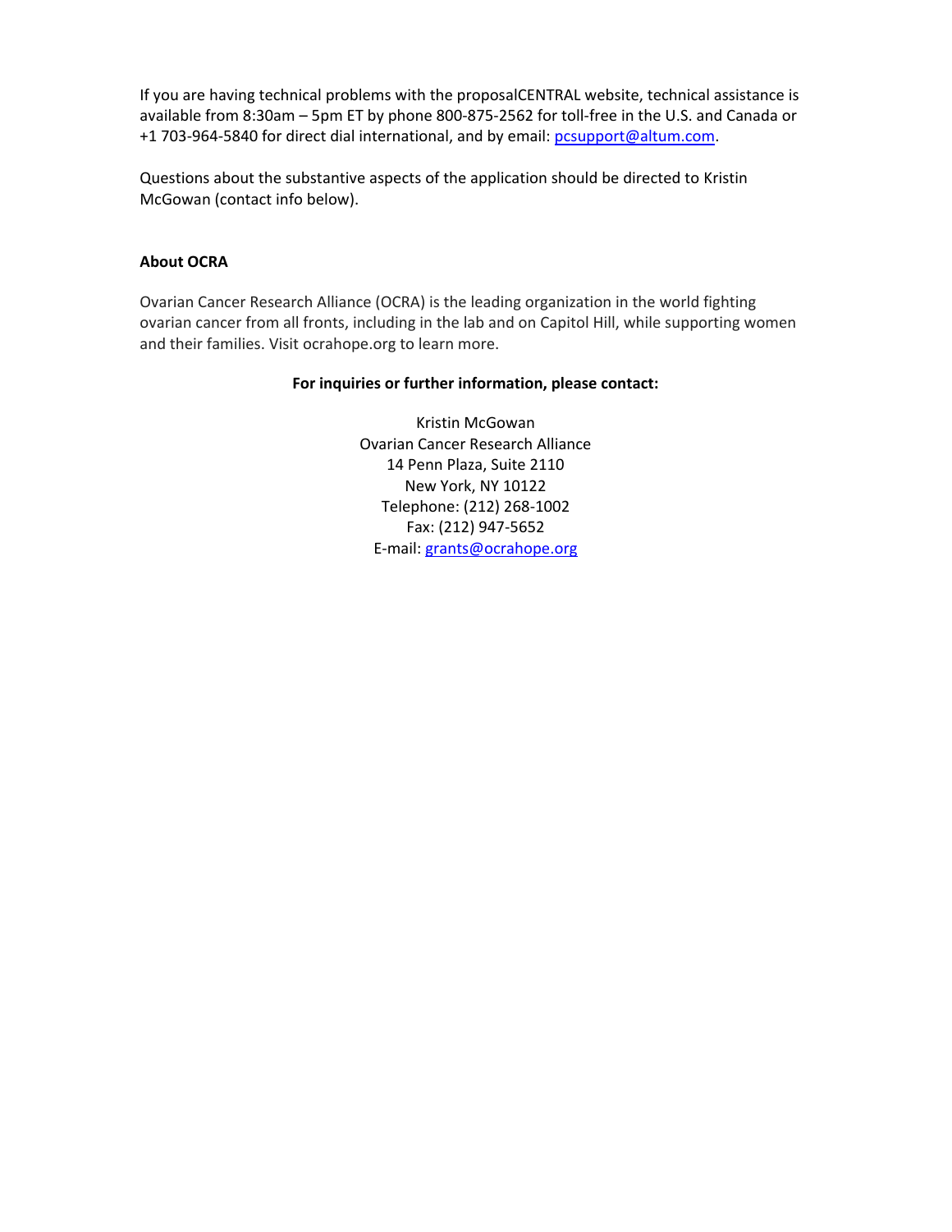If you are having technical problems with the proposalCENTRAL website, technical assistance is available from 8:30am – 5pm ET by phone 800-875-2562 for toll-free in the U.S. and Canada or +1 703-964-5840 for direct dial international, and by email: pcsupport@altum.com.

Questions about the substantive aspects of the application should be directed to Kristin McGowan (contact info below).

**About OCRA**

Ovarian Cancer Research Alliance (OCRA) is the leading organization in the world fighting ovarian cancer from all fronts, including in the lab and on Capitol Hill, while supporting women and their families. Visit ocrahope.org to learn more.

**For inquiries or further information, please contact:**

Kristin McGowan
Ovarian Cancer Research Alliance
14 Penn Plaza, Suite 2110
New York, NY 10122
Telephone: (212) 268-1002
Fax: (212) 947-5652
E-mail: grants@ocrahope.org